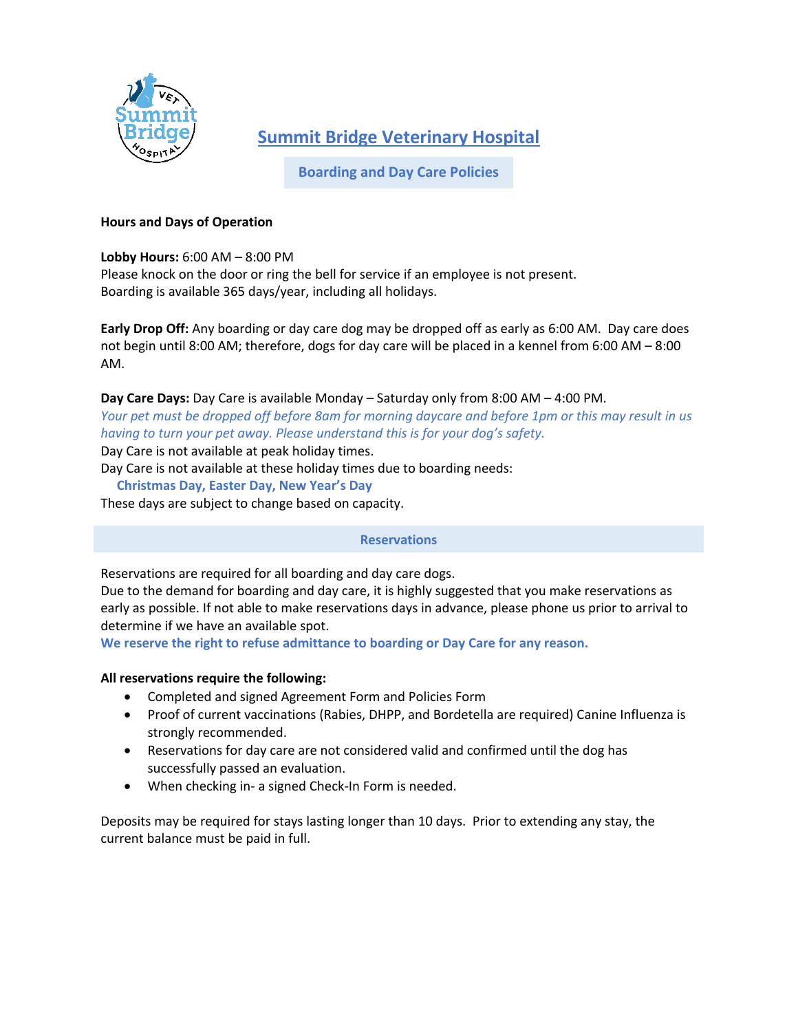# Summit Bridge Veterinary Hospital

## Boarding and Day Care Policies

**Hours and Days of Operation**

**Lobby Hours:** 6:00 AM – 8:00 PM
Please knock on the door or ring the bell for service if an employee is not present.
Boarding is available 365 days/year, including all holidays.

**Early Drop Off:** Any boarding or day care dog may be dropped off as early as 6:00 AM. Day care does not begin until 8:00 AM; therefore, dogs for day care will be placed in a kennel from 6:00 AM – 8:00 AM.

**Day Care Days:** Day Care is available Monday – Saturday only from 8:00 AM – 4:00 PM.
*Your pet must be dropped off before 8am for morning daycare and before 1pm or this may result in us having to turn your pet away. Please understand this is for your dog's safety.*
Day Care is not available at peak holiday times.
Day Care is not available at these holiday times due to boarding needs:

**Christmas Day, Easter Day, New Year's Day**

These days are subject to change based on capacity.

## Reservations

Reservations are required for all boarding and day care dogs.
Due to the demand for boarding and day care, it is highly suggested that you make reservations as early as possible. If not able to make reservations days in advance, please phone us prior to arrival to determine if we have an available spot.
**We reserve the right to refuse admittance to boarding or Day Care for any reason.**

**All reservations require the following:**

- Completed and signed Agreement Form and Policies Form
- Proof of current vaccinations (Rabies, DHPP, and Bordetella are required) Canine Influenza is strongly recommended.
- Reservations for day care are not considered valid and confirmed until the dog has successfully passed an evaluation.
- When checking in- a signed Check-In Form is needed.

Deposits may be required for stays lasting longer than 10 days. Prior to extending any stay, the current balance must be paid in full.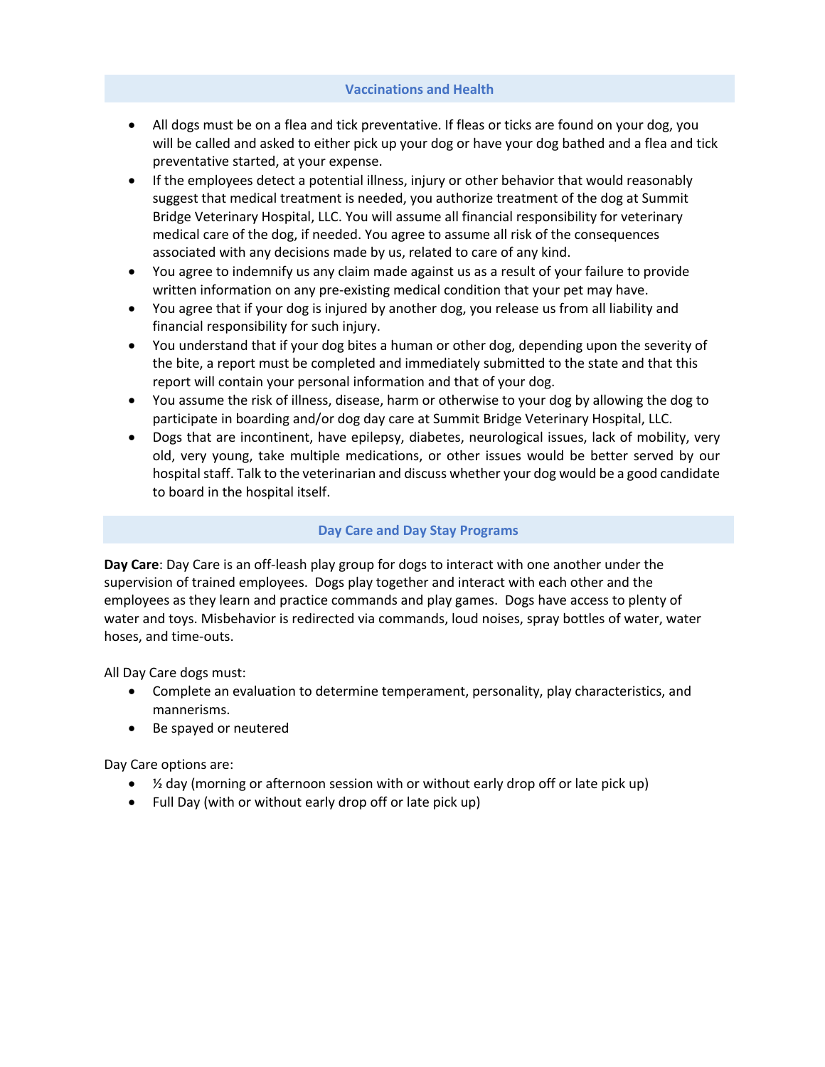## Vaccinations and Health

- All dogs must be on a flea and tick preventative. If fleas or ticks are found on your dog, you will be called and asked to either pick up your dog or have your dog bathed and a flea and tick preventative started, at your expense.
- If the employees detect a potential illness, injury or other behavior that would reasonably suggest that medical treatment is needed, you authorize treatment of the dog at Summit Bridge Veterinary Hospital, LLC. You will assume all financial responsibility for veterinary medical care of the dog, if needed. You agree to assume all risk of the consequences associated with any decisions made by us, related to care of any kind.
- You agree to indemnify us any claim made against us as a result of your failure to provide written information on any pre-existing medical condition that your pet may have.
- You agree that if your dog is injured by another dog, you release us from all liability and financial responsibility for such injury.
- You understand that if your dog bites a human or other dog, depending upon the severity of the bite, a report must be completed and immediately submitted to the state and that this report will contain your personal information and that of your dog.
- You assume the risk of illness, disease, harm or otherwise to your dog by allowing the dog to participate in boarding and/or dog day care at Summit Bridge Veterinary Hospital, LLC.
- Dogs that are incontinent, have epilepsy, diabetes, neurological issues, lack of mobility, very old, very young, take multiple medications, or other issues would be better served by our hospital staff. Talk to the veterinarian and discuss whether your dog would be a good candidate to board in the hospital itself.

## Day Care and Day Stay Programs

**Day Care**: Day Care is an off-leash play group for dogs to interact with one another under the supervision of trained employees. Dogs play together and interact with each other and the employees as they learn and practice commands and play games. Dogs have access to plenty of water and toys. Misbehavior is redirected via commands, loud noises, spray bottles of water, water hoses, and time-outs.

All Day Care dogs must:

- Complete an evaluation to determine temperament, personality, play characteristics, and mannerisms.
- Be spayed or neutered

Day Care options are:

- ½ day (morning or afternoon session with or without early drop off or late pick up)
- Full Day (with or without early drop off or late pick up)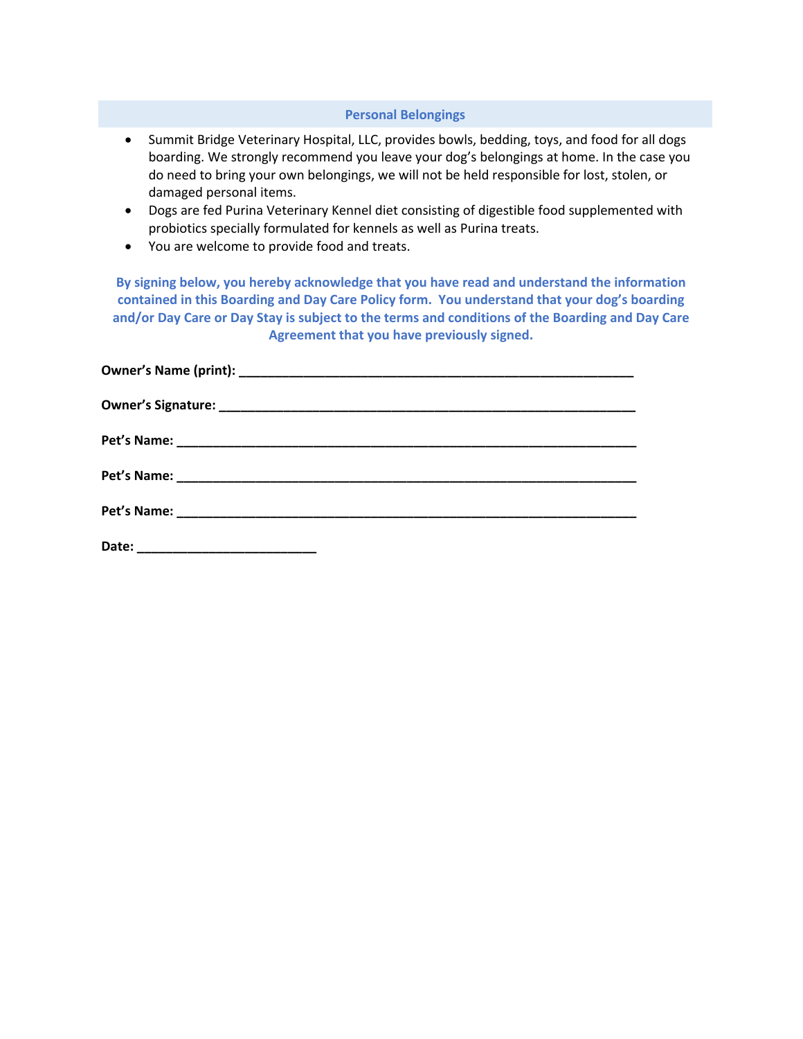## Personal Belongings

- Summit Bridge Veterinary Hospital, LLC, provides bowls, bedding, toys, and food for all dogs boarding. We strongly recommend you leave your dog's belongings at home. In the case you do need to bring your own belongings, we will not be held responsible for lost, stolen, or damaged personal items.
- Dogs are fed Purina Veterinary Kennel diet consisting of digestible food supplemented with probiotics specially formulated for kennels as well as Purina treats.
- You are welcome to provide food and treats.

**By signing below, you hereby acknowledge that you have read and understand the information contained in this Boarding and Day Care Policy form. You understand that your dog's boarding and/or Day Care or Day Stay is subject to the terms and conditions of the Boarding and Day Care Agreement that you have previously signed.**

**Owner's Name (print):** ____________________________________________________

**Owner's Signature:** ______________________________________________________

**Pet's Name:** ___________________________________________________________

**Pet's Name:** ___________________________________________________________

**Pet's Name:** ___________________________________________________________

**Date:** ________________________